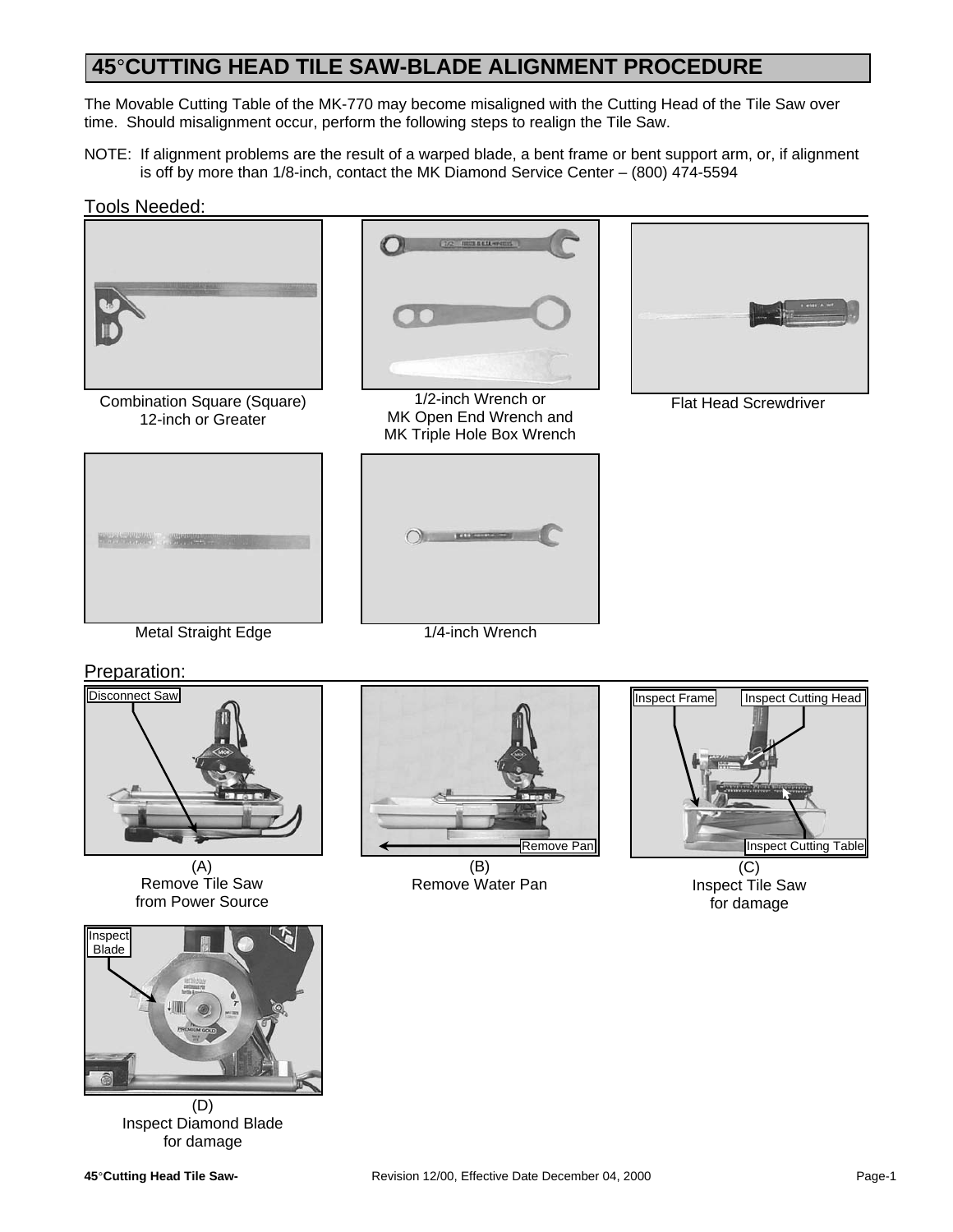# 45°CUTTING HEAD TILE SAW-BLADE ALIGNMENT PROCEDURE

The Movable Cutting Table of the MK-770 may become misaligned with the Cutting Head of the Tile Saw over time. Should misalignment occur, perform the following steps to realign the Tile Saw.

NOTE: If alignment problems are the result of a warped blade, a bent frame or bent support arm, or, if alignment is off by more than 1/8-inch, contact the MK Diamond Service Center – (800) 474-5594

## Tools Needed:

Combination Square (Square) 12-inch or Greater

1/2-inch Wrench or MK Open End Wrench and MK Triple Hole Box Wrench

Flat Head Screwdriver

Metal Straight Edge

1/4-inch Wrench

## Preparation:

Disconnect Saw

(A) Remove Tile Saw from Power Source

Remove Pan

(B) Remove Water Pan

Inspect Frame

Inspect Cutting Head

Inspect Cutting Table

(C) Inspect Tile Saw for damage

Inspect Blade

(D) Inspect Diamond Blade for damage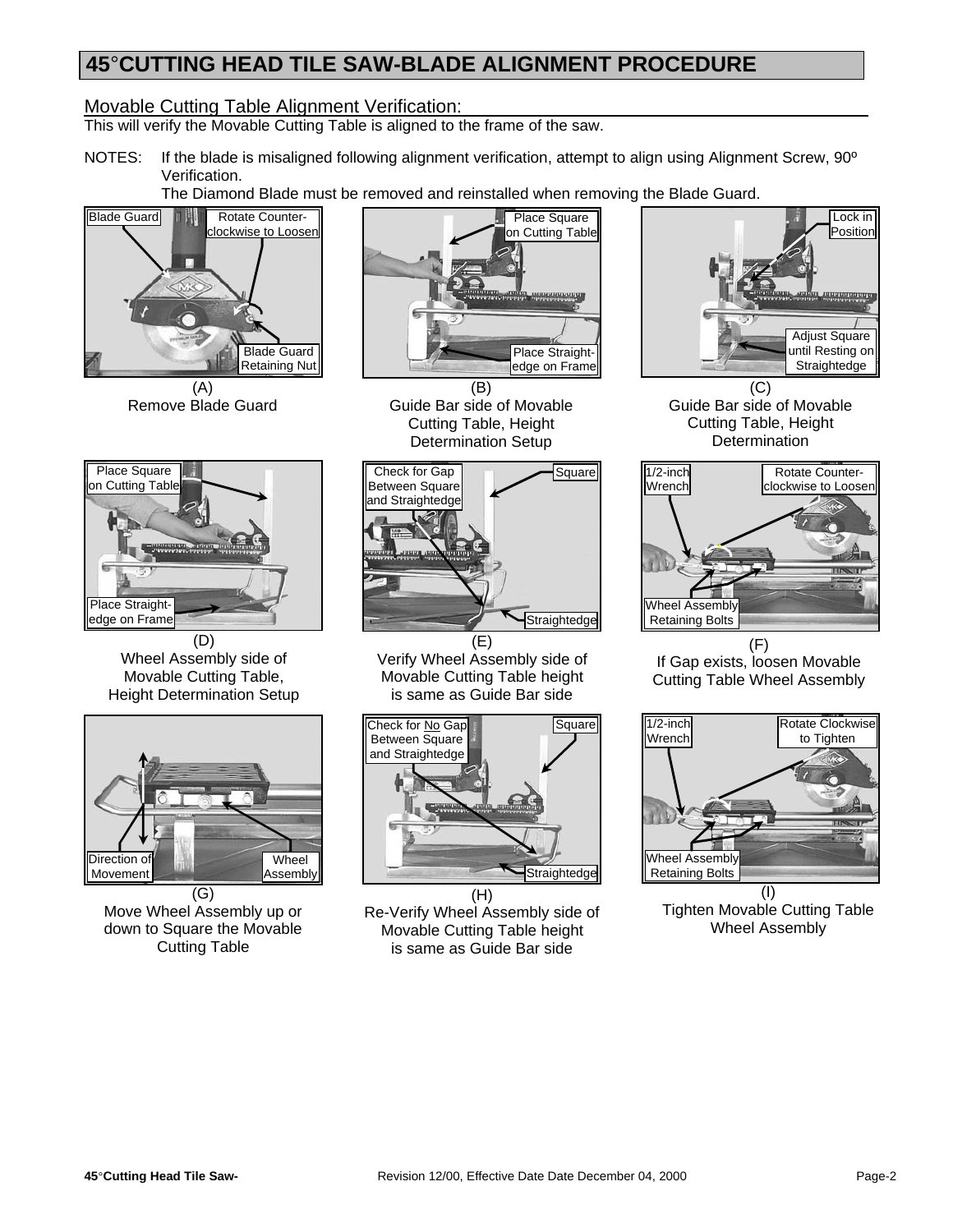# 45°CUTTING HEAD TILE SAW-BLADE ALIGNMENT PROCEDURE

## Movable Cutting Table Alignment Verification:

This will verify the Movable Cutting Table is aligned to the frame of the saw.

NOTES: If the blade is misaligned following alignment verification, attempt to align using Alignment Screw, 90º Verification.

The Diamond Blade must be removed and reinstalled when removing the Blade Guard.

Blade Guard | Rotate Counter-clockwise to Loosen | Blade Guard Retaining Nut

(A)
Remove Blade Guard

Place Square on Cutting Table | Place Straight-edge on Frame

(B)
Guide Bar side of Movable Cutting Table, Height Determination Setup

Lock in Position | Adjust Square until Resting on Straightedge

(C)
Guide Bar side of Movable Cutting Table, Height Determination

Place Square on Cutting Table | Place Straight-edge on Frame

(D)
Wheel Assembly side of Movable Cutting Table, Height Determination Setup

Check for Gap Between Square and Straightedge | Square | Straightedge

(E)
Verify Wheel Assembly side of Movable Cutting Table height is same as Guide Bar side

1/2-inch Wrench | Rotate Counter-clockwise to Loosen | Wheel Assembly Retaining Bolts

(F)
If Gap exists, loosen Movable Cutting Table Wheel Assembly

Direction of Movement | Wheel Assembly

(G)
Move Wheel Assembly up or down to Square the Movable Cutting Table

Check for No Gap Between Square and Straightedge | Square | Straightedge

(H)
Re-Verify Wheel Assembly side of Movable Cutting Table height is same as Guide Bar side

1/2-inch Wrench | Rotate Clockwise to Tighten | Wheel Assembly Retaining Bolts

(I)
Tighten Movable Cutting Table Wheel Assembly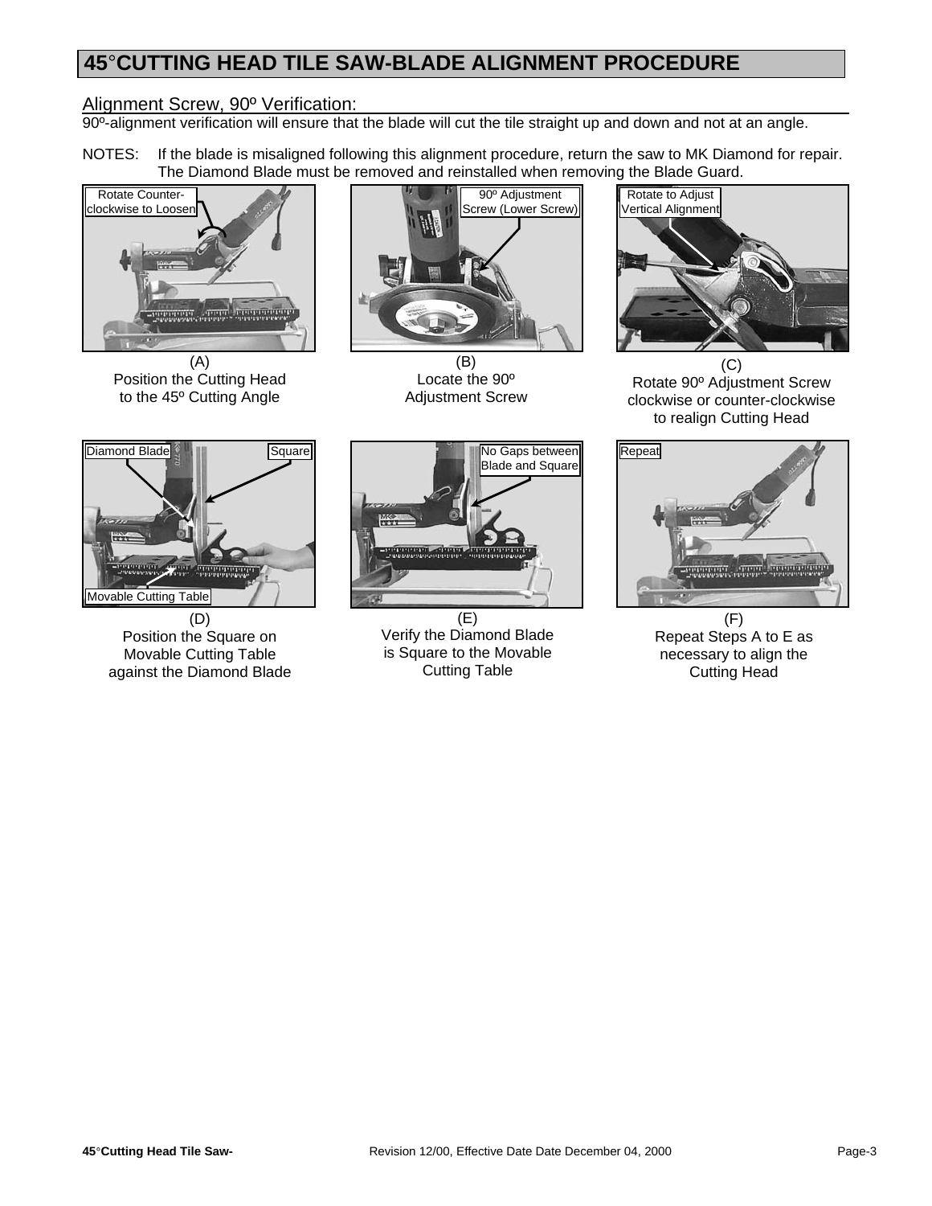# 45°CUTTING HEAD TILE SAW-BLADE ALIGNMENT PROCEDURE

## Alignment Screw, 90º Verification:

90º-alignment verification will ensure that the blade will cut the tile straight up and down and not at an angle.

NOTES: If the blade is misaligned following this alignment procedure, return the saw to MK Diamond for repair. The Diamond Blade must be removed and reinstalled when removing the Blade Guard.

Rotate Counter-clockwise to Loosen

(A)
Position the Cutting Head to the 45º Cutting Angle

90º Adjustment Screw (Lower Screw)

(B)
Locate the 90º Adjustment Screw

Rotate to Adjust Vertical Alignment

(C)
Rotate 90º Adjustment Screw clockwise or counter-clockwise to realign Cutting Head

Diamond Blade

Square

Movable Cutting Table

(D)
Position the Square on Movable Cutting Table against the Diamond Blade

No Gaps between Blade and Square

(E)
Verify the Diamond Blade is Square to the Movable Cutting Table

Repeat

(F)
Repeat Steps A to E as necessary to align the Cutting Head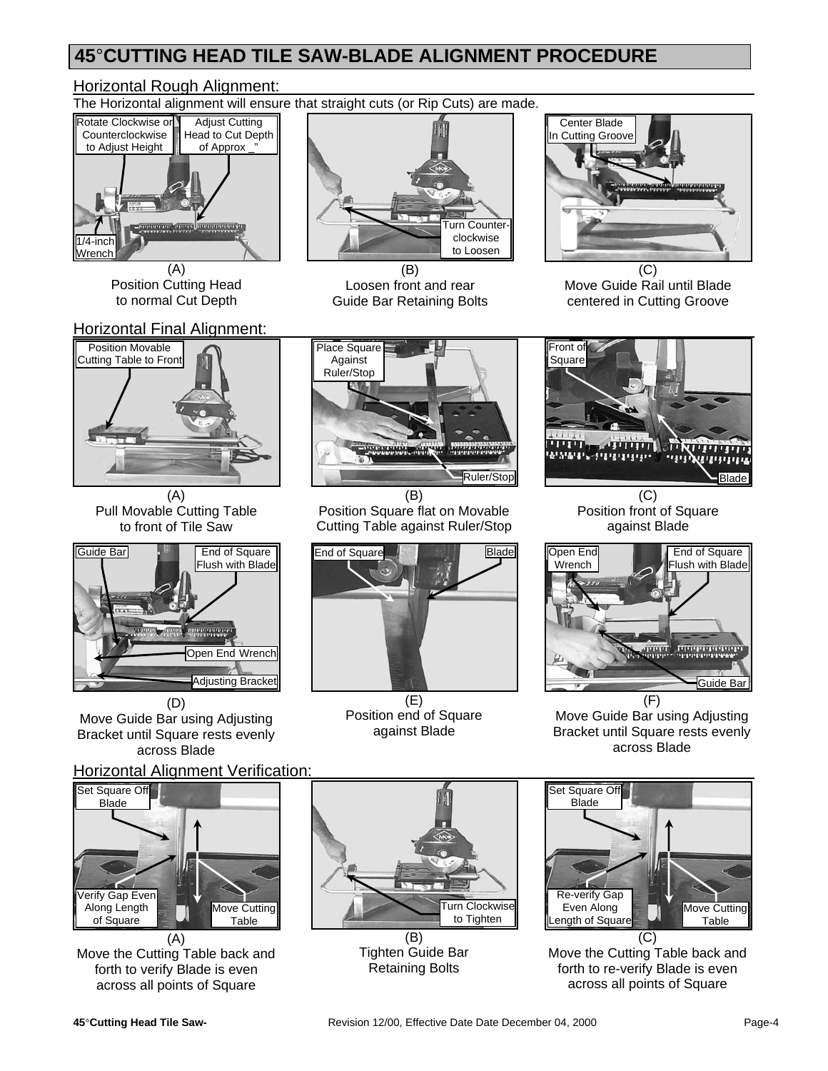# 45°CUTTING HEAD TILE SAW-BLADE ALIGNMENT PROCEDURE

## Horizontal Rough Alignment:

The Horizontal alignment will ensure that straight cuts (or Rip Cuts) are made.

Rotate Clockwise or Counterclockwise to Adjust Height

Adjust Cutting Head to Cut Depth of Approx _"

1/4-inch Wrench

(A)
Position Cutting Head to normal Cut Depth

Turn Counter-clockwise to Loosen

(B)
Loosen front and rear Guide Bar Retaining Bolts

Center Blade In Cutting Groove

(C)
Move Guide Rail until Blade centered in Cutting Groove

## Horizontal Final Alignment:

Position Movable Cutting Table to Front

(A)
Pull Movable Cutting Table to front of Tile Saw

Place Square Against Ruler/Stop

Ruler/Stop

(B)
Position Square flat on Movable Cutting Table against Ruler/Stop

Front of Square

Blade

(C)
Position front of Square against Blade

Guide Bar

End of Square Flush with Blade

Open End Wrench

Adjusting Bracket

(D)
Move Guide Bar using Adjusting Bracket until Square rests evenly across Blade

End of Square

Blade

(E)
Position end of Square against Blade

Open End Wrench

End of Square Flush with Blade

Guide Bar

(F)
Move Guide Bar using Adjusting Bracket until Square rests evenly across Blade

## Horizontal Alignment Verification:

Set Square Off Blade

Verify Gap Even Along Length of Square

Move Cutting Table

(A)
Move the Cutting Table back and forth to verify Blade is even across all points of Square

Turn Clockwise to Tighten

(B)
Tighten Guide Bar Retaining Bolts

Set Square Off Blade

Re-verify Gap Even Along Length of Square

Move Cutting Table

(C)
Move the Cutting Table back and forth to re-verify Blade is even across all points of Square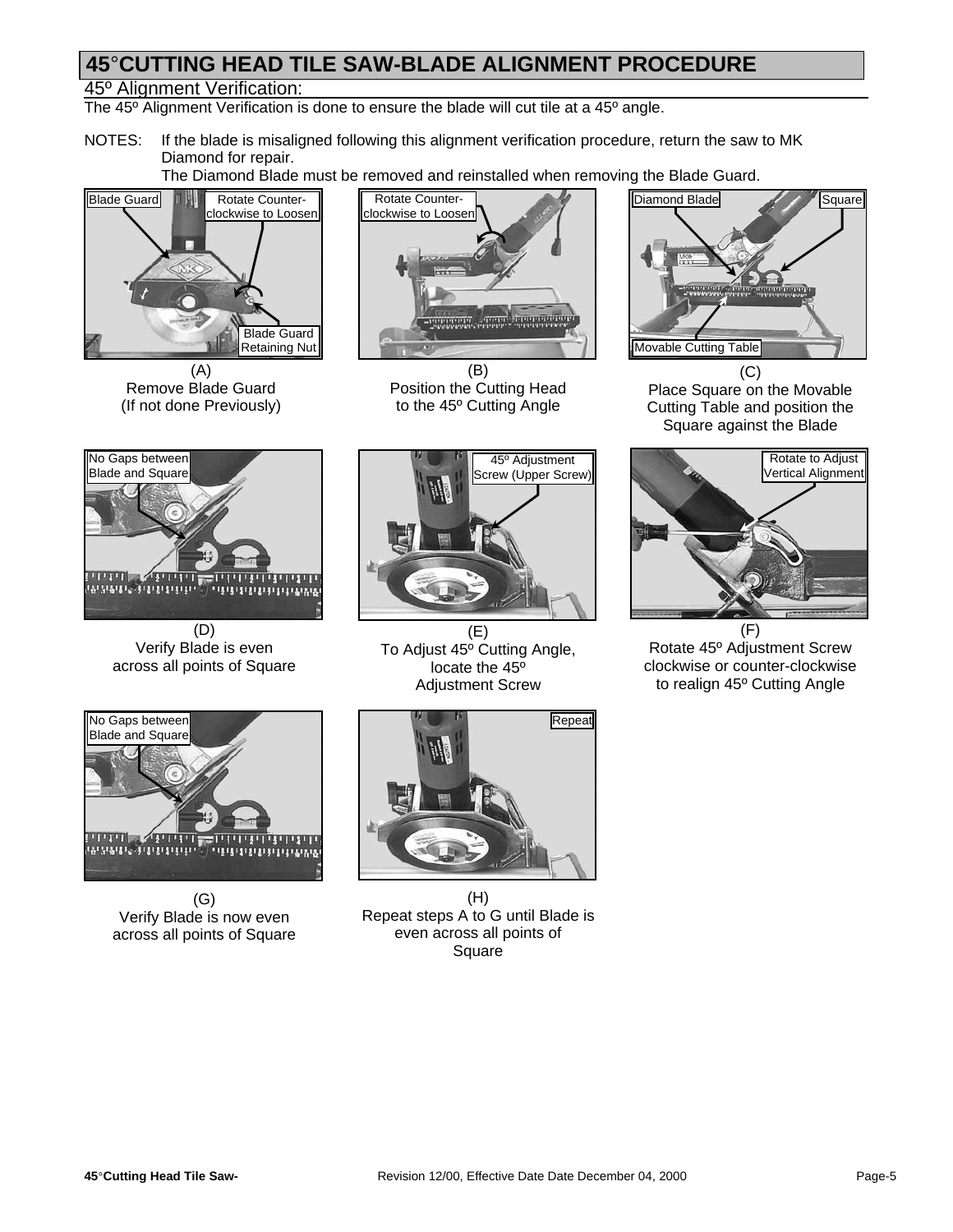# 45° CUTTING HEAD TILE SAW-BLADE ALIGNMENT PROCEDURE

## 45º Alignment Verification:

The 45º Alignment Verification is done to ensure the blade will cut tile at a 45º angle.

NOTES: If the blade is misaligned following this alignment verification procedure, return the saw to MK Diamond for repair.
The Diamond Blade must be removed and reinstalled when removing the Blade Guard.

Blade Guard
Rotate Counter-clockwise to Loosen
Blade Guard Retaining Nut

(A)
Remove Blade Guard
(If not done Previously)

Rotate Counter-clockwise to Loosen

(B)
Position the Cutting Head to the 45º Cutting Angle

Diamond Blade
Square
Movable Cutting Table

(C)
Place Square on the Movable Cutting Table and position the Square against the Blade

No Gaps between Blade and Square

(D)
Verify Blade is even across all points of Square

45º Adjustment Screw (Upper Screw)

(E)
To Adjust 45º Cutting Angle, locate the 45º Adjustment Screw

Rotate to Adjust Vertical Alignment

(F)
Rotate 45º Adjustment Screw clockwise or counter-clockwise to realign 45º Cutting Angle

No Gaps between Blade and Square

(G)
Verify Blade is now even across all points of Square

Repeat

(H)
Repeat steps A to G until Blade is even across all points of Square